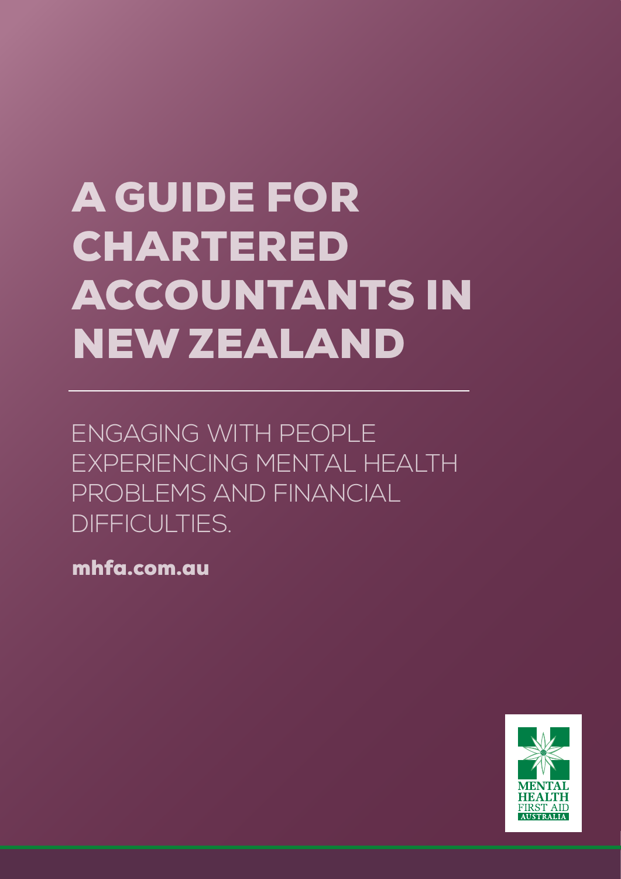# A GUIDE FOR CHARTERED ACCOUNTANTS IN NEW ZEALAND

ENGAGING WITH PEOPLE EXPERIENCING MENTAL HEALTH PROBLEMS AND FINANCIAL DIFFICULTIES.

**mhfa.com.au**

MENTAL HEALTH FIRST AID AUSTRALIA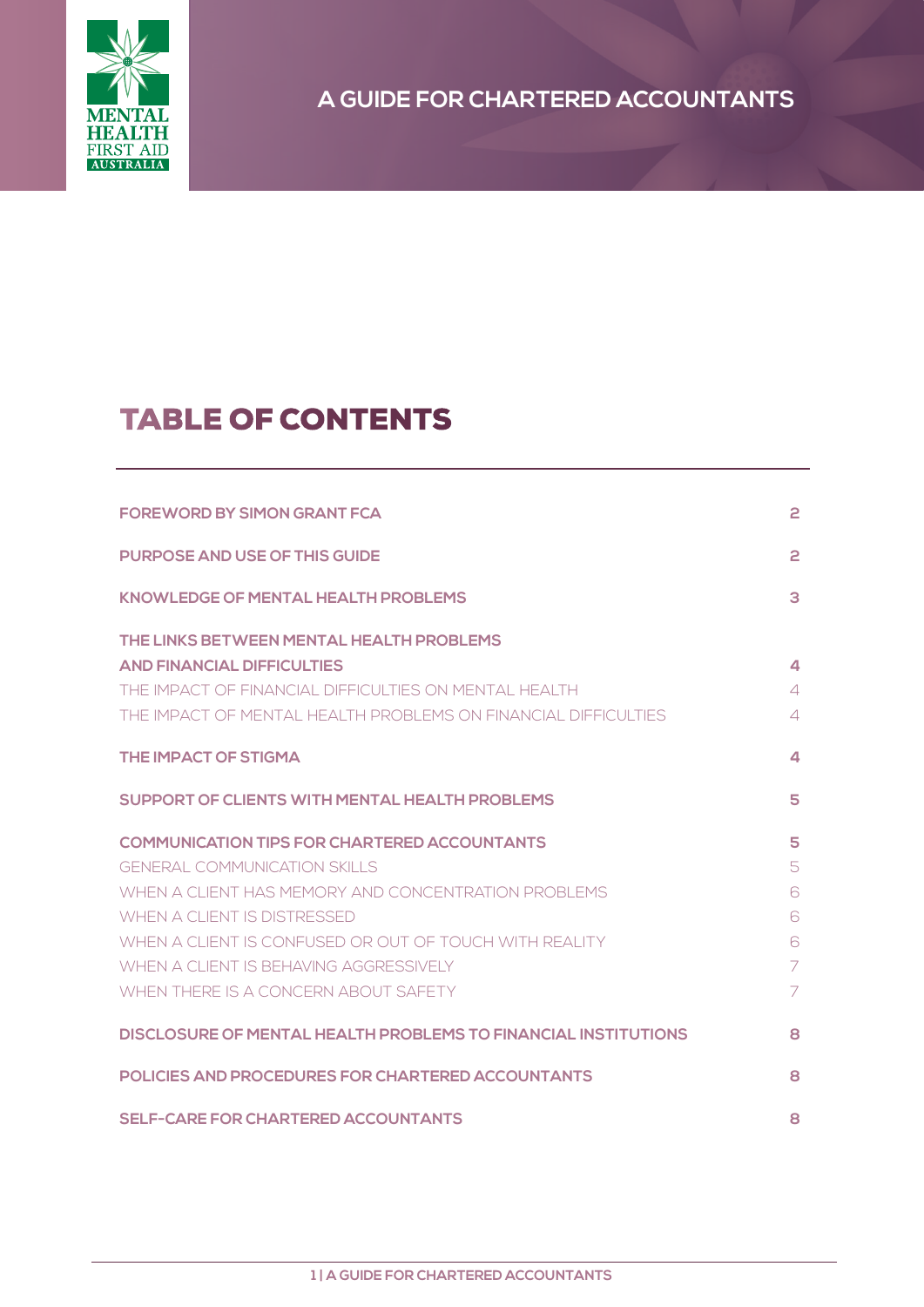# A GUIDE FOR CHARTERED ACCOUNTANTS

## TABLE OF CONTENTS

| | |
|---|---|
| **FOREWORD BY SIMON GRANT FCA** | **2** |
| **PURPOSE AND USE OF THIS GUIDE** | **2** |
| **KNOWLEDGE OF MENTAL HEALTH PROBLEMS** | **3** |
| **THE LINKS BETWEEN MENTAL HEALTH PROBLEMS AND FINANCIAL DIFFICULTIES** | **4** |
| THE IMPACT OF FINANCIAL DIFFICULTIES ON MENTAL HEALTH | 4 |
| THE IMPACT OF MENTAL HEALTH PROBLEMS ON FINANCIAL DIFFICULTIES | 4 |
| **THE IMPACT OF STIGMA** | **4** |
| **SUPPORT OF CLIENTS WITH MENTAL HEALTH PROBLEMS** | **5** |
| **COMMUNICATION TIPS FOR CHARTERED ACCOUNTANTS** | **5** |
| GENERAL COMMUNICATION SKILLS | 5 |
| WHEN A CLIENT HAS MEMORY AND CONCENTRATION PROBLEMS | 6 |
| WHEN A CLIENT IS DISTRESSED | 6 |
| WHEN A CLIENT IS CONFUSED OR OUT OF TOUCH WITH REALITY | 6 |
| WHEN A CLIENT IS BEHAVING AGGRESSIVELY | 7 |
| WHEN THERE IS A CONCERN ABOUT SAFETY | 7 |
| **DISCLOSURE OF MENTAL HEALTH PROBLEMS TO FINANCIAL INSTITUTIONS** | **8** |
| **POLICIES AND PROCEDURES FOR CHARTERED ACCOUNTANTS** | **8** |
| **SELF-CARE FOR CHARTERED ACCOUNTANTS** | **8** |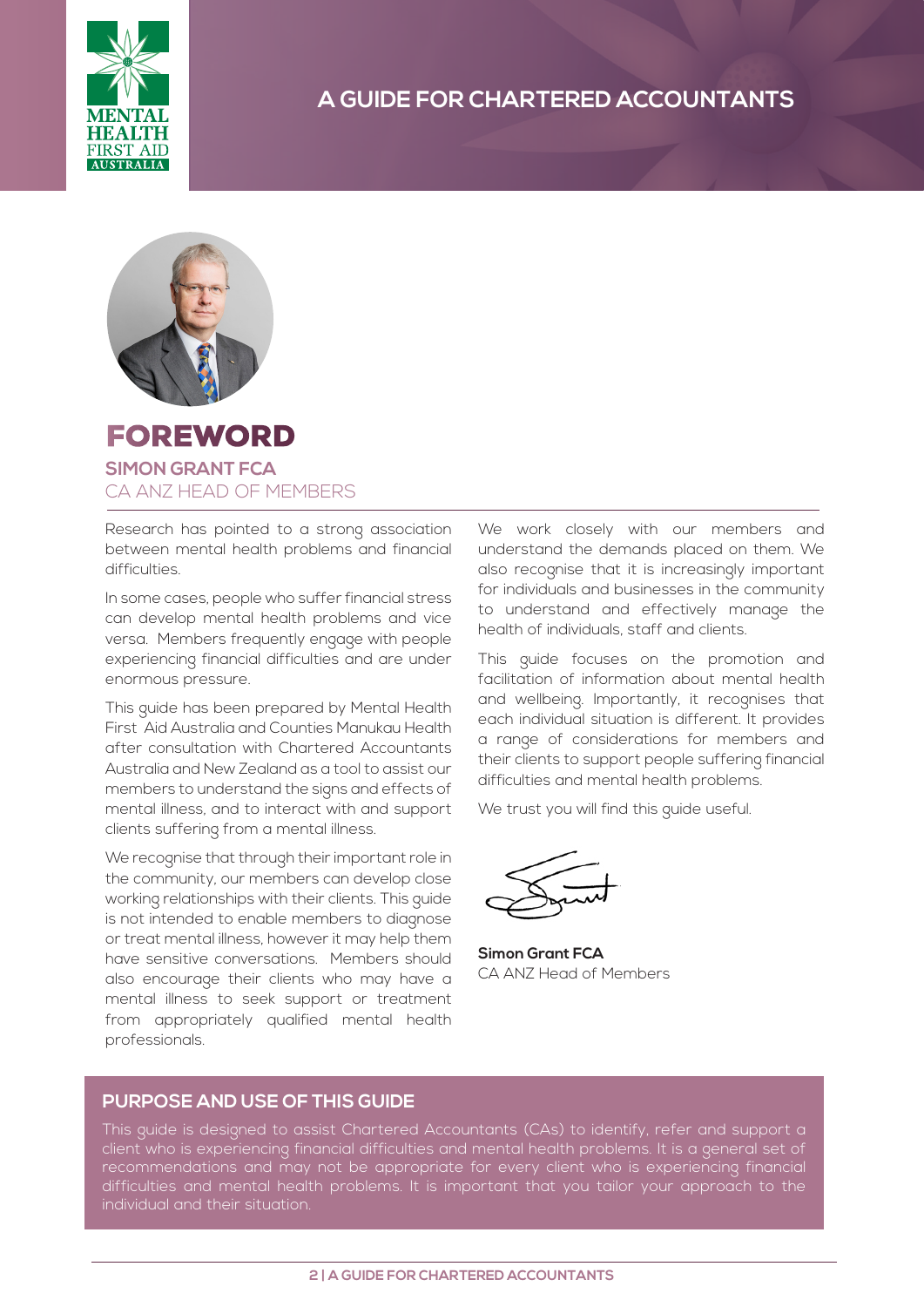# FOREWORD

**SIMON GRANT FCA**

CA ANZ HEAD OF MEMBERS

Research has pointed to a strong association between mental health problems and financial difficulties.

In some cases, people who suffer financial stress can develop mental health problems and vice versa. Members frequently engage with people experiencing financial difficulties and are under enormous pressure.

This guide has been prepared by Mental Health First Aid Australia and Counties Manukau Health after consultation with Chartered Accountants Australia and New Zealand as a tool to assist our members to understand the signs and effects of mental illness, and to interact with and support clients suffering from a mental illness.

We recognise that through their important role in the community, our members can develop close working relationships with their clients. This guide is not intended to enable members to diagnose or treat mental illness, however it may help them have sensitive conversations. Members should also encourage their clients who may have a mental illness to seek support or treatment from appropriately qualified mental health professionals.

We work closely with our members and understand the demands placed on them. We also recognise that it is increasingly important for individuals and businesses in the community to understand and effectively manage the health of individuals, staff and clients.

This guide focuses on the promotion and facilitation of information about mental health and wellbeing. Importantly, it recognises that each individual situation is different. It provides a range of considerations for members and their clients to support people suffering financial difficulties and mental health problems.

We trust you will find this guide useful.

**Simon Grant FCA**
CA ANZ Head of Members

## PURPOSE AND USE OF THIS GUIDE

This guide is designed to assist Chartered Accountants (CAs) to identify, refer and support a client who is experiencing financial difficulties and mental health problems. It is a general set of recommendations and may not be appropriate for every client who is experiencing financial difficulties and mental health problems. It is important that you tailor your approach to the individual and their situation.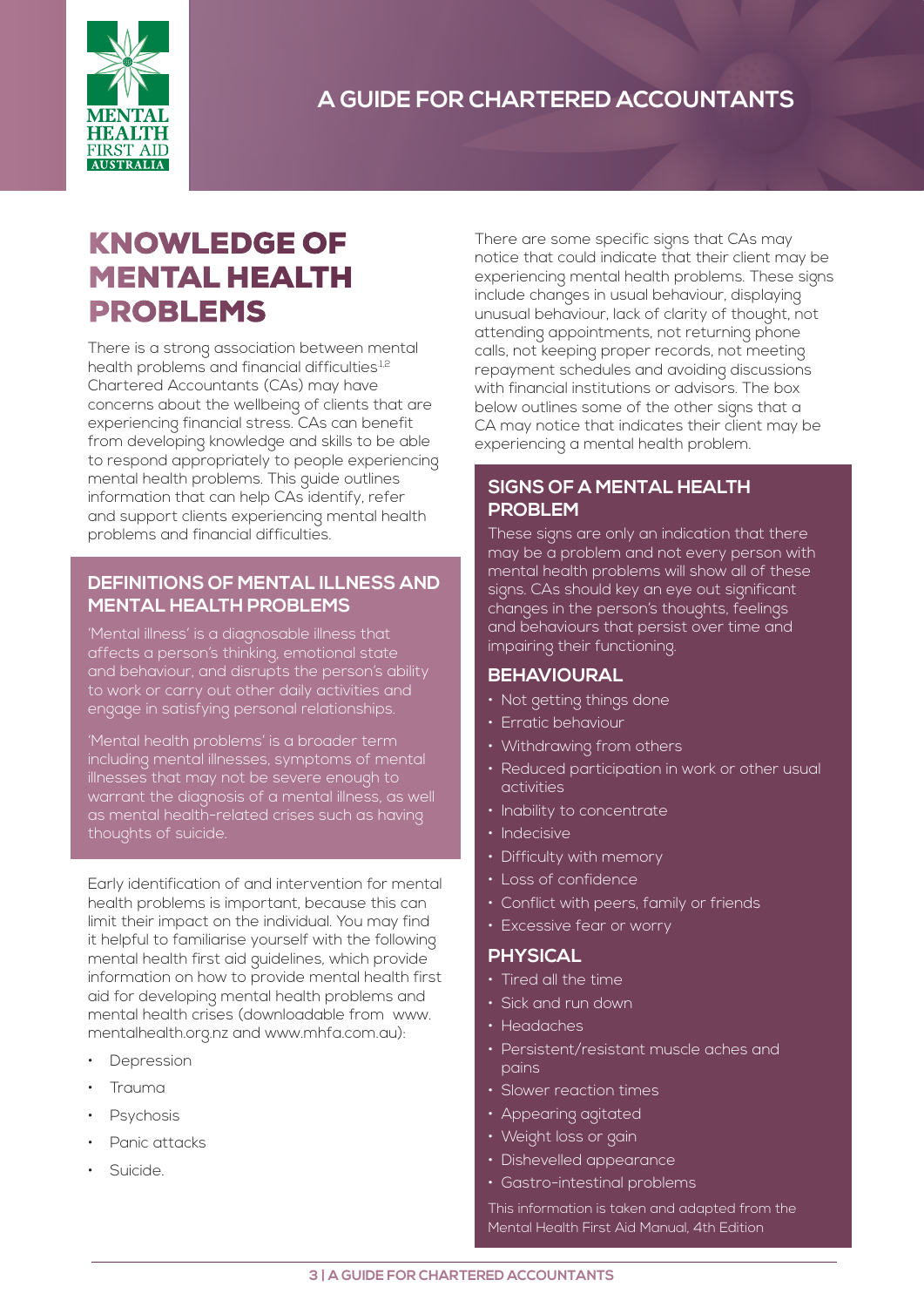# A GUIDE FOR CHARTERED ACCOUNTANTS

## KNOWLEDGE OF MENTAL HEALTH PROBLEMS

There is a strong association between mental health problems and financial difficulties[1,2] Chartered Accountants (CAs) may have concerns about the wellbeing of clients that are experiencing financial stress. CAs can benefit from developing knowledge and skills to be able to respond appropriately to people experiencing mental health problems. This guide outlines information that can help CAs identify, refer and support clients experiencing mental health problems and financial difficulties.

### DEFINITIONS OF MENTAL ILLNESS AND MENTAL HEALTH PROBLEMS

'Mental illness' is a diagnosable illness that affects a person's thinking, emotional state and behaviour, and disrupts the person's ability to work or carry out other daily activities and engage in satisfying personal relationships.

'Mental health problems' is a broader term including mental illnesses, symptoms of mental illnesses that may not be severe enough to warrant the diagnosis of a mental illness, as well as mental health-related crises such as having thoughts of suicide.

Early identification of and intervention for mental health problems is important, because this can limit their impact on the individual. You may find it helpful to familiarise yourself with the following mental health first aid guidelines, which provide information on how to provide mental health first aid for developing mental health problems and mental health crises (downloadable from www.mentalhealth.org.nz and www.mhfa.com.au):

- Depression
- Trauma
- Psychosis
- Panic attacks
- Suicide.

There are some specific signs that CAs may notice that could indicate that their client may be experiencing mental health problems. These signs include changes in usual behaviour, displaying unusual behaviour, lack of clarity of thought, not attending appointments, not returning phone calls, not keeping proper records, not meeting repayment schedules and avoiding discussions with financial institutions or advisors. The box below outlines some of the other signs that a CA may notice that indicates their client may be experiencing a mental health problem.

### SIGNS OF A MENTAL HEALTH PROBLEM

These signs are only an indication that there may be a problem and not every person with mental health problems will show all of these signs. CAs should key an eye out significant changes in the person's thoughts, feelings and behaviours that persist over time and impairing their functioning.

#### BEHAVIOURAL

- Not getting things done
- Erratic behaviour
- Withdrawing from others
- Reduced participation in work or other usual activities
- Inability to concentrate
- Indecisive
- Difficulty with memory
- Loss of confidence
- Conflict with peers, family or friends
- Excessive fear or worry

#### PHYSICAL

- Tired all the time
- Sick and run down
- Headaches
- Persistent/resistant muscle aches and pains
- Slower reaction times
- Appearing agitated
- Weight loss or gain
- Dishevelled appearance
- Gastro-intestinal problems

This information is taken and adapted from the Mental Health First Aid Manual, 4th Edition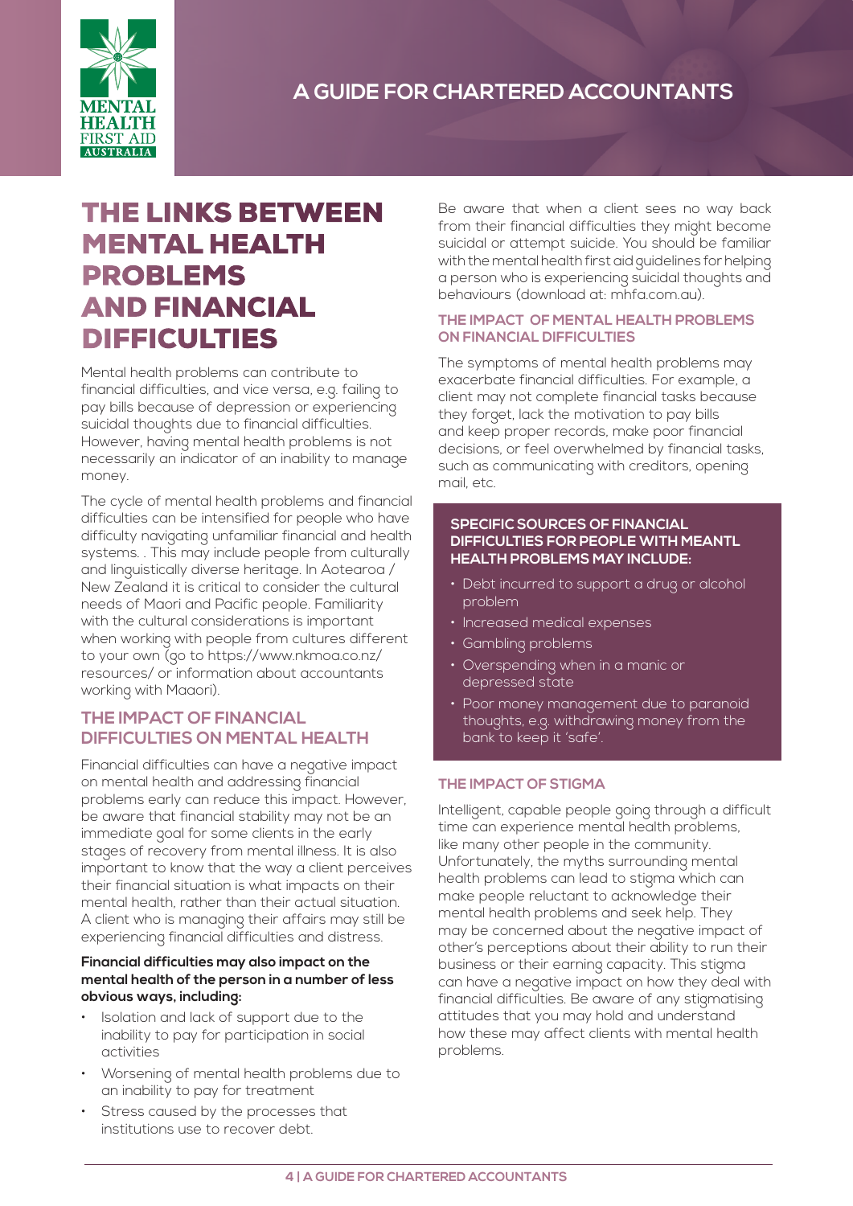# THE LINKS BETWEEN MENTAL HEALTH PROBLEMS AND FINANCIAL DIFFICULTIES

Mental health problems can contribute to financial difficulties, and vice versa, e.g. failing to pay bills because of depression or experiencing suicidal thoughts due to financial difficulties. However, having mental health problems is not necessarily an indicator of an inability to manage money.

The cycle of mental health problems and financial difficulties can be intensified for people who have difficulty navigating unfamiliar financial and health systems. . This may include people from culturally and linguistically diverse heritage. In Aotearoa / New Zealand it is critical to consider the cultural needs of Maori and Pacific people. Familiarity with the cultural considerations is important when working with people from cultures different to your own (go to https://www.nkmoa.co.nz/resources/ or information about accountants working with Maaori).

## THE IMPACT OF FINANCIAL DIFFICULTIES ON MENTAL HEALTH

Financial difficulties can have a negative impact on mental health and addressing financial problems early can reduce this impact. However, be aware that financial stability may not be an immediate goal for some clients in the early stages of recovery from mental illness. It is also important to know that the way a client perceives their financial situation is what impacts on their mental health, rather than their actual situation. A client who is managing their affairs may still be experiencing financial difficulties and distress.

**Financial difficulties may also impact on the mental health of the person in a number of less obvious ways, including:**

- Isolation and lack of support due to the inability to pay for participation in social activities
- Worsening of mental health problems due to an inability to pay for treatment
- Stress caused by the processes that institutions use to recover debt.

Be aware that when a client sees no way back from their financial difficulties they might become suicidal or attempt suicide. You should be familiar with the mental health first aid guidelines for helping a person who is experiencing suicidal thoughts and behaviours (download at: mhfa.com.au).

## THE IMPACT OF MENTAL HEALTH PROBLEMS ON FINANCIAL DIFFICULTIES

The symptoms of mental health problems may exacerbate financial difficulties. For example, a client may not complete financial tasks because they forget, lack the motivation to pay bills and keep proper records, make poor financial decisions, or feel overwhelmed by financial tasks, such as communicating with creditors, opening mail, etc.

**SPECIFIC SOURCES OF FINANCIAL DIFFICULTIES FOR PEOPLE WITH MEANTL HEALTH PROBLEMS MAY INCLUDE:**

- Debt incurred to support a drug or alcohol problem
- Increased medical expenses
- Gambling problems
- Overspending when in a manic or depressed state
- Poor money management due to paranoid thoughts, e.g. withdrawing money from the bank to keep it 'safe'.

## THE IMPACT OF STIGMA

Intelligent, capable people going through a difficult time can experience mental health problems, like many other people in the community. Unfortunately, the myths surrounding mental health problems can lead to stigma which can make people reluctant to acknowledge their mental health problems and seek help. They may be concerned about the negative impact of other's perceptions about their ability to run their business or their earning capacity. This stigma can have a negative impact on how they deal with financial difficulties. Be aware of any stigmatising attitudes that you may hold and understand how these may affect clients with mental health problems.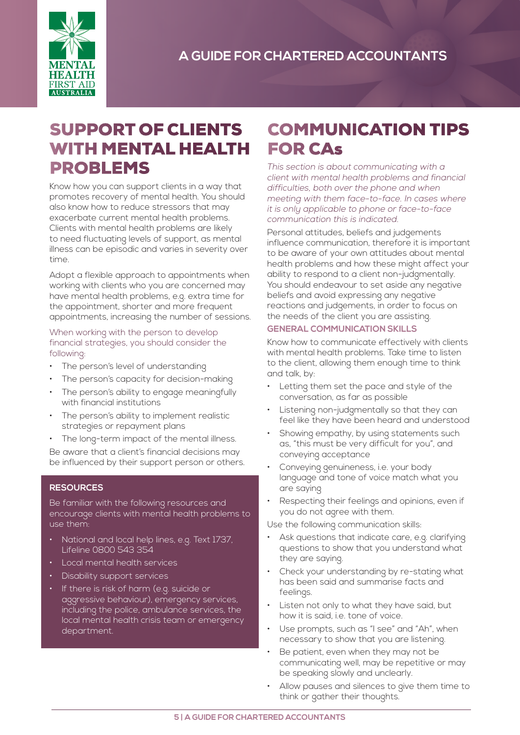# A GUIDE FOR CHARTERED ACCOUNTANTS

## SUPPORT OF CLIENTS WITH MENTAL HEALTH PROBLEMS

Know how you can support clients in a way that promotes recovery of mental health. You should also know how to reduce stressors that may exacerbate current mental health problems. Clients with mental health problems are likely to need fluctuating levels of support, as mental illness can be episodic and varies in severity over time.

Adopt a flexible approach to appointments when working with clients who you are concerned may have mental health problems, e.g. extra time for the appointment, shorter and more frequent appointments, increasing the number of sessions.

When working with the person to develop financial strategies, you should consider the following:

- The person's level of understanding
- The person's capacity for decision-making
- The person's ability to engage meaningfully with financial institutions
- The person's ability to implement realistic strategies or repayment plans
- The long-term impact of the mental illness.

Be aware that a client's financial decisions may be influenced by their support person or others.

### RESOURCES

Be familiar with the following resources and encourage clients with mental health problems to use them:

- National and local help lines, e.g. Text 1737, Lifeline 0800 543 354
- Local mental health services
- Disability support services
- If there is risk of harm (e.g. suicide or aggressive behaviour), emergency services, including the police, ambulance services, the local mental health crisis team or emergency department.

## COMMUNICATION TIPS FOR CAs

*This section is about communicating with a client with mental health problems and financial difficulties, both over the phone and when meeting with them face-to-face. In cases where it is only applicable to phone or face-to-face communication this is indicated.*

Personal attitudes, beliefs and judgements influence communication, therefore it is important to be aware of your own attitudes about mental health problems and how these might affect your ability to respond to a client non-judgmentally. You should endeavour to set aside any negative beliefs and avoid expressing any negative reactions and judgements, in order to focus on the needs of the client you are assisting.

### GENERAL COMMUNICATION SKILLS

Know how to communicate effectively with clients with mental health problems. Take time to listen to the client, allowing them enough time to think and talk, by:

- Letting them set the pace and style of the conversation, as far as possible
- Listening non-judgmentally so that they can feel like they have been heard and understood
- Showing empathy, by using statements such as, "this must be very difficult for you", and conveying acceptance
- Conveying genuineness, i.e. your body language and tone of voice match what you are saying
- Respecting their feelings and opinions, even if you do not agree with them.

Use the following communication skills:

- Ask questions that indicate care, e.g. clarifying questions to show that you understand what they are saying.
- Check your understanding by re-stating what has been said and summarise facts and feelings.
- Listen not only to what they have said, but how it is said, i.e. tone of voice.
- Use prompts, such as "I see" and "Ah", when necessary to show that you are listening.
- Be patient, even when they may not be communicating well, may be repetitive or may be speaking slowly and unclearly.
- Allow pauses and silences to give them time to think or gather their thoughts.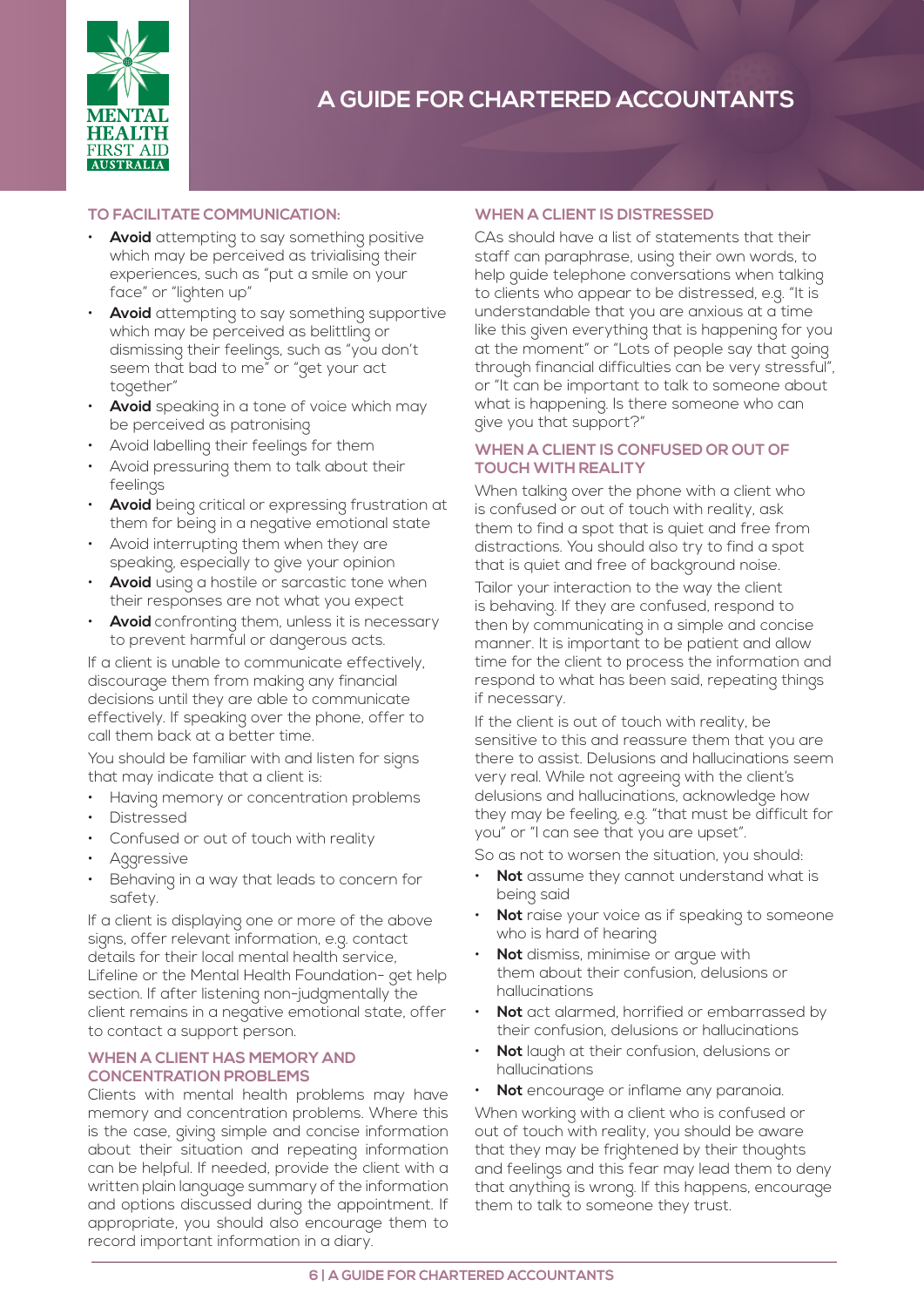### TO FACILITATE COMMUNICATION:

- **Avoid** attempting to say something positive which may be perceived as trivialising their experiences, such as "put a smile on your face" or "lighten up"
- **Avoid** attempting to say something supportive which may be perceived as belittling or dismissing their feelings, such as "you don't seem that bad to me" or "get your act together"
- **Avoid** speaking in a tone of voice which may be perceived as patronising
- Avoid labelling their feelings for them
- Avoid pressuring them to talk about their feelings
- **Avoid** being critical or expressing frustration at them for being in a negative emotional state
- Avoid interrupting them when they are speaking, especially to give your opinion
- **Avoid** using a hostile or sarcastic tone when their responses are not what you expect
- **Avoid** confronting them, unless it is necessary to prevent harmful or dangerous acts.

If a client is unable to communicate effectively, discourage them from making any financial decisions until they are able to communicate effectively. If speaking over the phone, offer to call them back at a better time.

You should be familiar with and listen for signs that may indicate that a client is:

- Having memory or concentration problems
- Distressed
- Confused or out of touch with reality
- Aggressive
- Behaving in a way that leads to concern for safety.

If a client is displaying one or more of the above signs, offer relevant information, e.g. contact details for their local mental health service, Lifeline or the Mental Health Foundation- get help section. If after listening non-judgmentally the client remains in a negative emotional state, offer to contact a support person.

### WHEN A CLIENT HAS MEMORY AND CONCENTRATION PROBLEMS

Clients with mental health problems may have memory and concentration problems. Where this is the case, giving simple and concise information about their situation and repeating information can be helpful. If needed, provide the client with a written plain language summary of the information and options discussed during the appointment. If appropriate, you should also encourage them to record important information in a diary.

### WHEN A CLIENT IS DISTRESSED

CAs should have a list of statements that their staff can paraphrase, using their own words, to help guide telephone conversations when talking to clients who appear to be distressed, e.g. "It is understandable that you are anxious at a time like this given everything that is happening for you at the moment" or "Lots of people say that going through financial difficulties can be very stressful", or "It can be important to talk to someone about what is happening. Is there someone who can give you that support?"

### WHEN A CLIENT IS CONFUSED OR OUT OF TOUCH WITH REALITY

When talking over the phone with a client who is confused or out of touch with reality, ask them to find a spot that is quiet and free from distractions. You should also try to find a spot that is quiet and free of background noise.

Tailor your interaction to the way the client is behaving. If they are confused, respond to then by communicating in a simple and concise manner. It is important to be patient and allow time for the client to process the information and respond to what has been said, repeating things if necessary.

If the client is out of touch with reality, be sensitive to this and reassure them that you are there to assist. Delusions and hallucinations seem very real. While not agreeing with the client's delusions and hallucinations, acknowledge how they may be feeling, e.g. "that must be difficult for you" or "I can see that you are upset".

So as not to worsen the situation, you should:

- **Not** assume they cannot understand what is being said
- **Not** raise your voice as if speaking to someone who is hard of hearing
- **Not** dismiss, minimise or argue with them about their confusion, delusions or hallucinations
- **Not** act alarmed, horrified or embarrassed by their confusion, delusions or hallucinations
- **Not** laugh at their confusion, delusions or hallucinations
- **Not** encourage or inflame any paranoia.

When working with a client who is confused or out of touch with reality, you should be aware that they may be frightened by their thoughts and feelings and this fear may lead them to deny that anything is wrong. If this happens, encourage them to talk to someone they trust.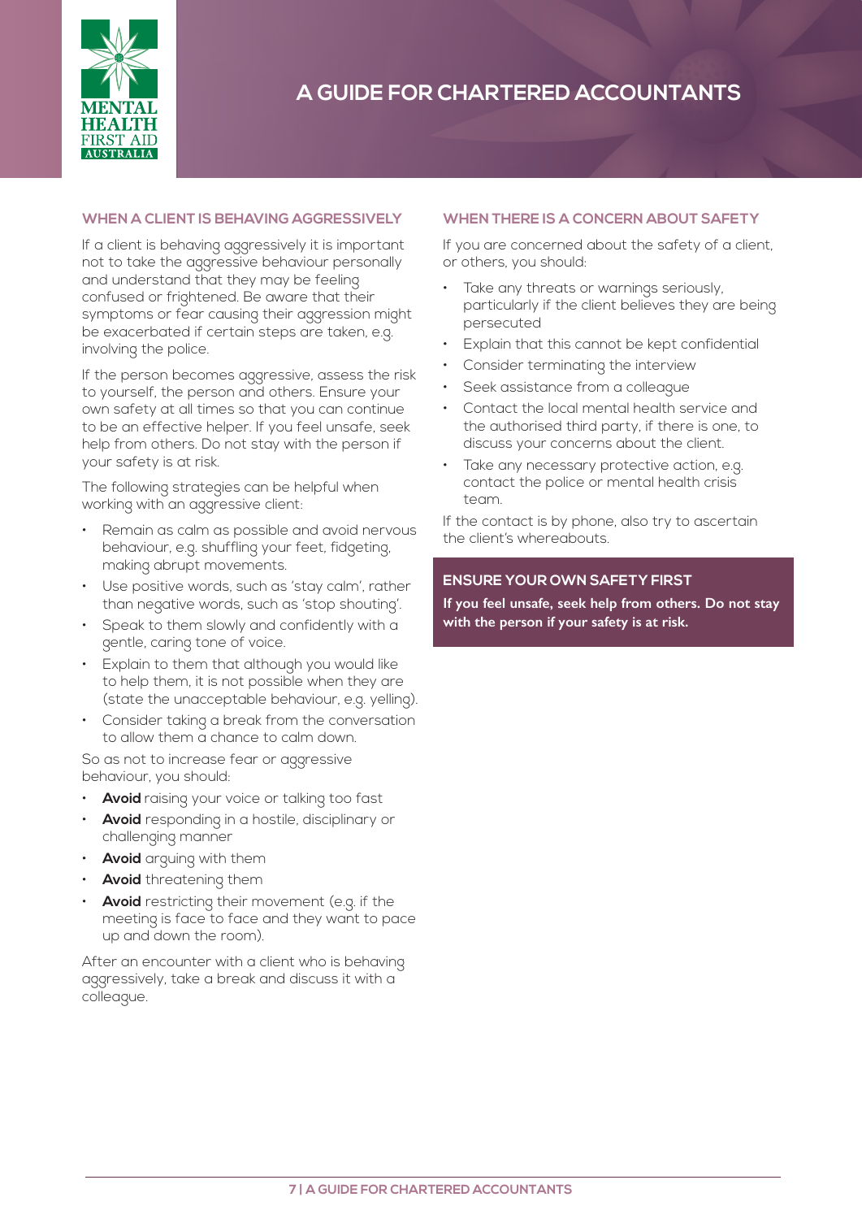## WHEN A CLIENT IS BEHAVING AGGRESSIVELY

If a client is behaving aggressively it is important not to take the aggressive behaviour personally and understand that they may be feeling confused or frightened. Be aware that their symptoms or fear causing their aggression might be exacerbated if certain steps are taken, e.g. involving the police.

If the person becomes aggressive, assess the risk to yourself, the person and others. Ensure your own safety at all times so that you can continue to be an effective helper. If you feel unsafe, seek help from others. Do not stay with the person if your safety is at risk.

The following strategies can be helpful when working with an aggressive client:

- Remain as calm as possible and avoid nervous behaviour, e.g. shuffling your feet, fidgeting, making abrupt movements.
- Use positive words, such as 'stay calm', rather than negative words, such as 'stop shouting'.
- Speak to them slowly and confidently with a gentle, caring tone of voice.
- Explain to them that although you would like to help them, it is not possible when they are (state the unacceptable behaviour, e.g. yelling).
- Consider taking a break from the conversation to allow them a chance to calm down.

So as not to increase fear or aggressive behaviour, you should:

- **Avoid** raising your voice or talking too fast
- **Avoid** responding in a hostile, disciplinary or challenging manner
- **Avoid** arguing with them
- **Avoid** threatening them
- **Avoid** restricting their movement (e.g. if the meeting is face to face and they want to pace up and down the room).

After an encounter with a client who is behaving aggressively, take a break and discuss it with a colleague.

## WHEN THERE IS A CONCERN ABOUT SAFETY

If you are concerned about the safety of a client, or others, you should:

- Take any threats or warnings seriously, particularly if the client believes they are being persecuted
- Explain that this cannot be kept confidential
- Consider terminating the interview
- Seek assistance from a colleague
- Contact the local mental health service and the authorised third party, if there is one, to discuss your concerns about the client.
- Take any necessary protective action, e.g. contact the police or mental health crisis team.

If the contact is by phone, also try to ascertain the client's whereabouts.

### ENSURE YOUR OWN SAFETY FIRST

**If you feel unsafe, seek help from others. Do not stay with the person if your safety is at risk.**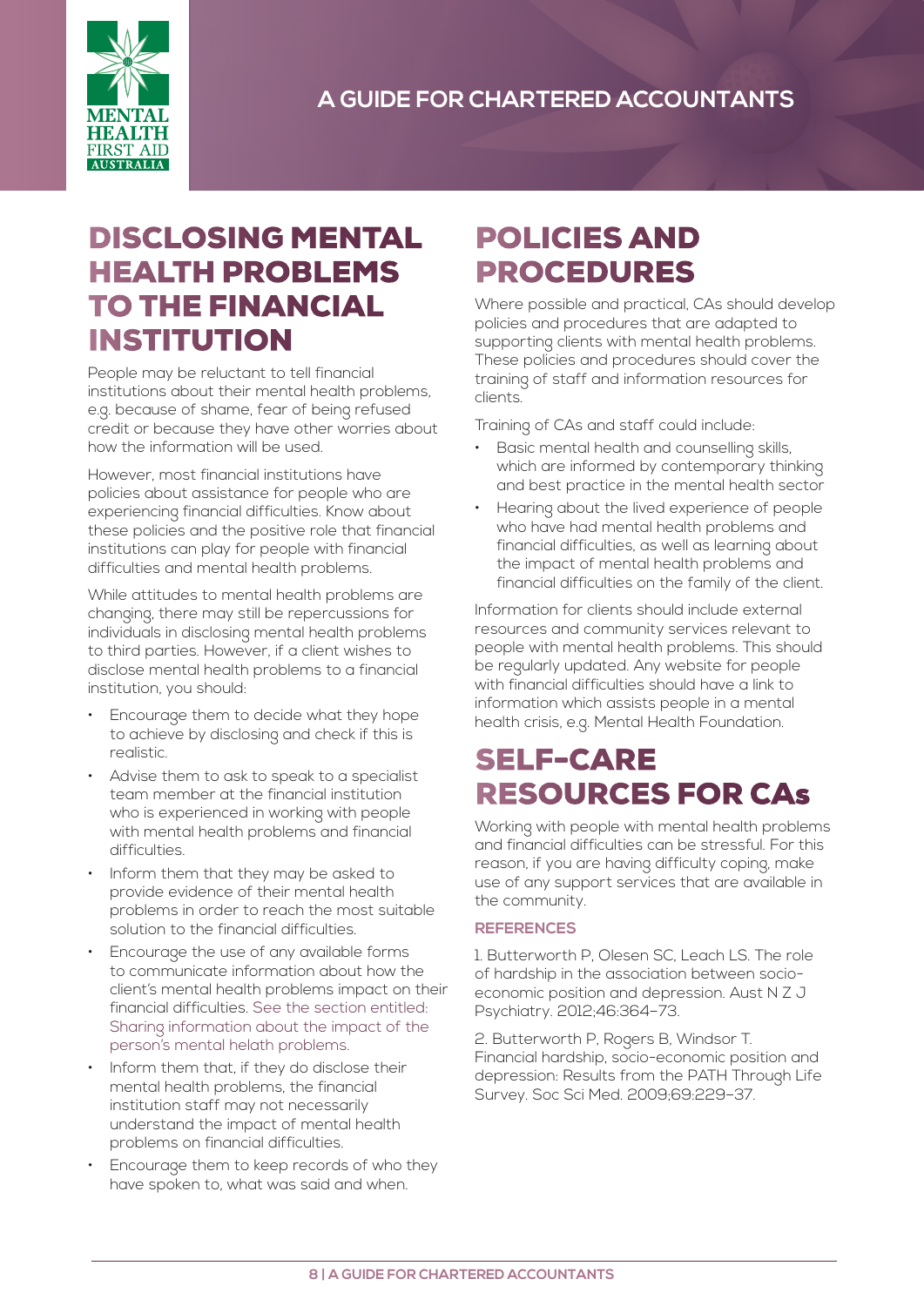## DISCLOSING MENTAL HEALTH PROBLEMS TO THE FINANCIAL INSTITUTION

People may be reluctant to tell financial institutions about their mental health problems, e.g. because of shame, fear of being refused credit or because they have other worries about how the information will be used.

However, most financial institutions have policies about assistance for people who are experiencing financial difficulties. Know about these policies and the positive role that financial institutions can play for people with financial difficulties and mental health problems.

While attitudes to mental health problems are changing, there may still be repercussions for individuals in disclosing mental health problems to third parties. However, if a client wishes to disclose mental health problems to a financial institution, you should:

- Encourage them to decide what they hope to achieve by disclosing and check if this is realistic.
- Advise them to ask to speak to a specialist team member at the financial institution who is experienced in working with people with mental health problems and financial difficulties.
- Inform them that they may be asked to provide evidence of their mental health problems in order to reach the most suitable solution to the financial difficulties.
- Encourage the use of any available forms to communicate information about how the client's mental health problems impact on their financial difficulties. See the section entitled: Sharing information about the impact of the person's mental helath problems.
- Inform them that, if they do disclose their mental health problems, the financial institution staff may not necessarily understand the impact of mental health problems on financial difficulties.
- Encourage them to keep records of who they have spoken to, what was said and when.

## POLICIES AND PROCEDURES

Where possible and practical, CAs should develop policies and procedures that are adapted to supporting clients with mental health problems. These policies and procedures should cover the training of staff and information resources for clients.

Training of CAs and staff could include:

- Basic mental health and counselling skills, which are informed by contemporary thinking and best practice in the mental health sector
- Hearing about the lived experience of people who have had mental health problems and financial difficulties, as well as learning about the impact of mental health problems and financial difficulties on the family of the client.

Information for clients should include external resources and community services relevant to people with mental health problems. This should be regularly updated. Any website for people with financial difficulties should have a link to information which assists people in a mental health crisis, e.g. Mental Health Foundation.

## SELF-CARE RESOURCES FOR CAs

Working with people with mental health problems and financial difficulties can be stressful. For this reason, if you are having difficulty coping, make use of any support services that are available in the community.

### REFERENCES

1. Butterworth P, Olesen SC, Leach LS. The role of hardship in the association between socio-economic position and depression. Aust N Z J Psychiatry. 2012;46:364–73.

2. Butterworth P, Rogers B, Windsor T. Financial hardship, socio-economic position and depression: Results from the PATH Through Life Survey. Soc Sci Med. 2009;69:229–37.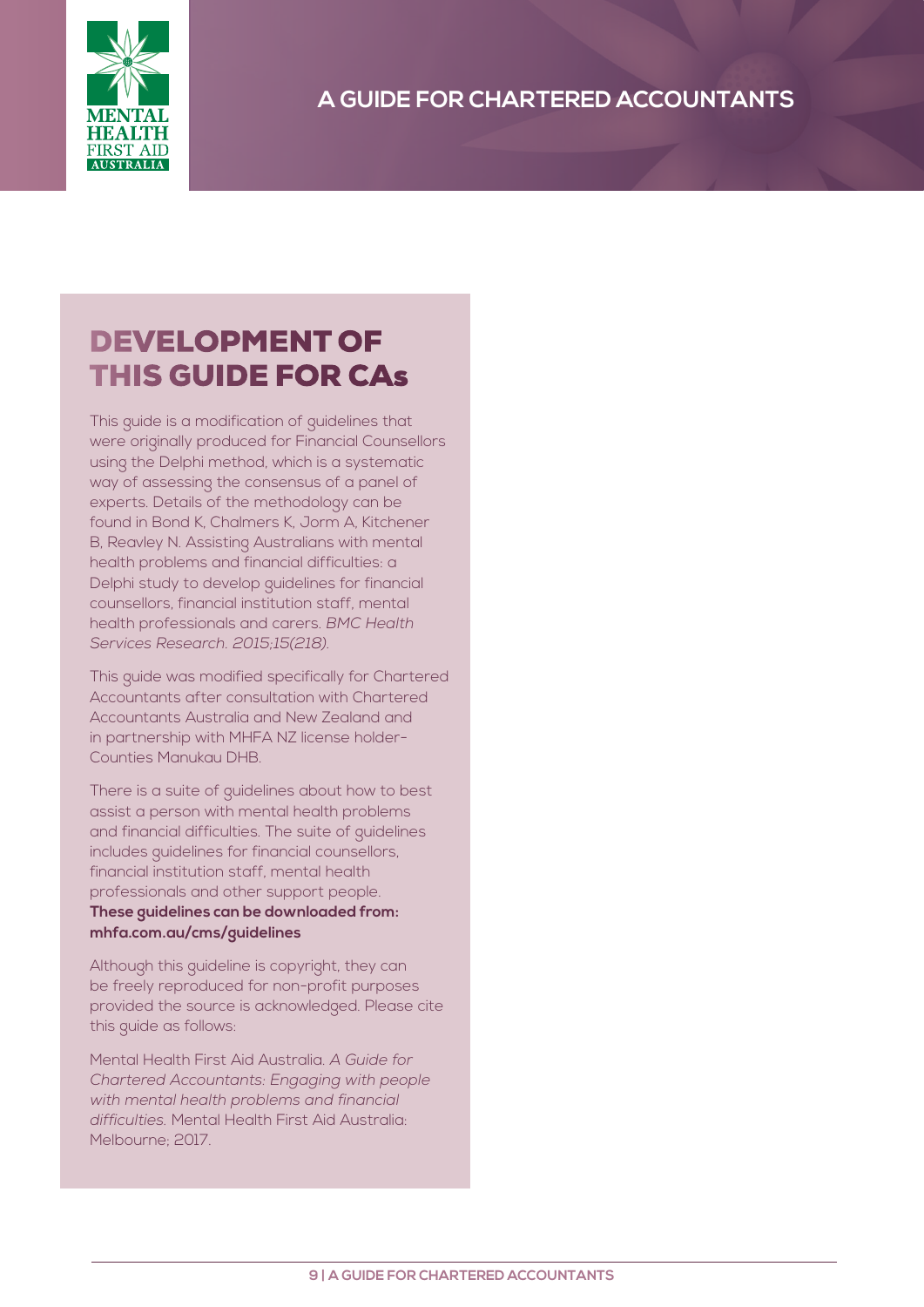# DEVELOPMENT OF THIS GUIDE FOR CAs

This guide is a modification of guidelines that were originally produced for Financial Counsellors using the Delphi method, which is a systematic way of assessing the consensus of a panel of experts. Details of the methodology can be found in Bond K, Chalmers K, Jorm A, Kitchener B, Reavley N. Assisting Australians with mental health problems and financial difficulties: a Delphi study to develop guidelines for financial counsellors, financial institution staff, mental health professionals and carers. *BMC Health Services Research. 2015;15(218).*

This guide was modified specifically for Chartered Accountants after consultation with Chartered Accountants Australia and New Zealand and in partnership with MHFA NZ license holder-Counties Manukau DHB.

There is a suite of guidelines about how to best assist a person with mental health problems and financial difficulties. The suite of guidelines includes guidelines for financial counsellors, financial institution staff, mental health professionals and other support people. **These guidelines can be downloaded from: mhfa.com.au/cms/guidelines**

Although this guideline is copyright, they can be freely reproduced for non-profit purposes provided the source is acknowledged. Please cite this guide as follows:

Mental Health First Aid Australia. *A Guide for Chartered Accountants: Engaging with people with mental health problems and financial difficulties.* Mental Health First Aid Australia: Melbourne; 2017.